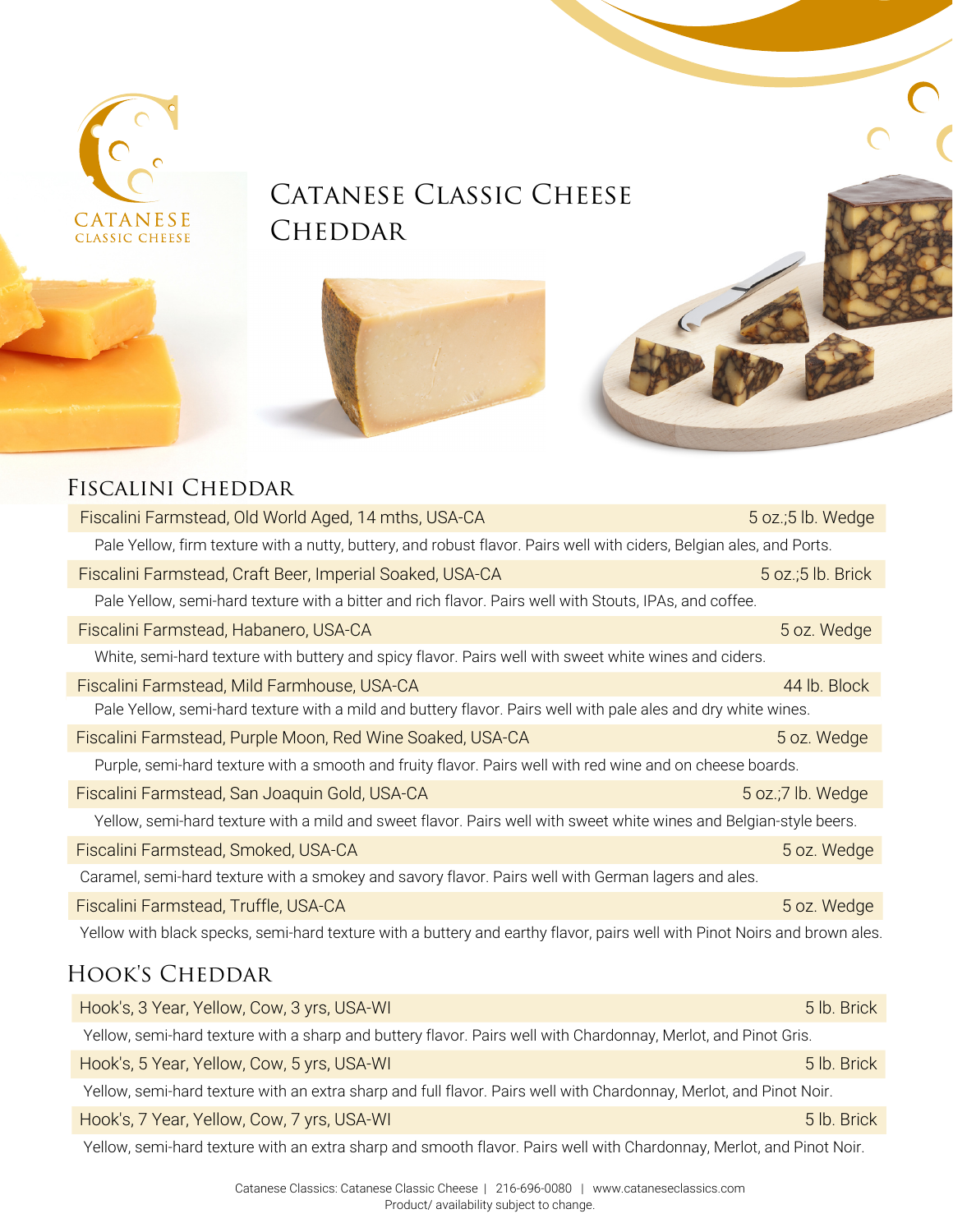CATANESE
CLASSIC CHEESE

# Catanese Classic Cheese Cheddar

## Fiscalini Cheddar

| Product | Size |
|---|---|
| Fiscalini Farmstead, Old World Aged, 14 mths, USA-CA | 5 oz.;5 lb. Wedge |

Pale Yellow, firm texture with a nutty, buttery, and robust flavor. Pairs well with ciders, Belgian ales, and Ports.

| Product | Size |
|---|---|
| Fiscalini Farmstead, Craft Beer, Imperial Soaked, USA-CA | 5 oz.;5 lb. Brick |

Pale Yellow, semi-hard texture with a bitter and rich flavor. Pairs well with Stouts, IPAs, and coffee.

| Product | Size |
|---|---|
| Fiscalini Farmstead, Habanero, USA-CA | 5 oz. Wedge |

White, semi-hard texture with buttery and spicy flavor. Pairs well with sweet white wines and ciders.

| Product | Size |
|---|---|
| Fiscalini Farmstead, Mild Farmhouse, USA-CA | 44 lb. Block |

Pale Yellow, semi-hard texture with a mild and buttery flavor. Pairs well with pale ales and dry white wines.

| Product | Size |
|---|---|
| Fiscalini Farmstead, Purple Moon, Red Wine Soaked, USA-CA | 5 oz. Wedge |

Purple, semi-hard texture with a smooth and fruity flavor. Pairs well with red wine and on cheese boards.

| Product | Size |
|---|---|
| Fiscalini Farmstead, San Joaquin Gold, USA-CA | 5 oz.;7 lb. Wedge |

Yellow, semi-hard texture with a mild and sweet flavor. Pairs well with sweet white wines and Belgian-style beers.

| Product | Size |
|---|---|
| Fiscalini Farmstead, Smoked, USA-CA | 5 oz. Wedge |

Caramel, semi-hard texture with a smokey and savory flavor. Pairs well with German lagers and ales.

| Product | Size |
|---|---|
| Fiscalini Farmstead, Truffle, USA-CA | 5 oz. Wedge |

Yellow with black specks, semi-hard texture with a buttery and earthy flavor, pairs well with Pinot Noirs and brown ales.

## Hook's Cheddar

| Product | Size |
|---|---|
| Hook's, 3 Year, Yellow, Cow, 3 yrs, USA-WI | 5 lb. Brick |

Yellow, semi-hard texture with a sharp and buttery flavor. Pairs well with Chardonnay, Merlot, and Pinot Gris.

| Product | Size |
|---|---|
| Hook's, 5 Year, Yellow, Cow, 5 yrs, USA-WI | 5 lb. Brick |

Yellow, semi-hard texture with an extra sharp and full flavor. Pairs well with Chardonnay, Merlot, and Pinot Noir.

| Product | Size |
|---|---|
| Hook's, 7 Year, Yellow, Cow, 7 yrs, USA-WI | 5 lb. Brick |

Yellow, semi-hard texture with an extra sharp and smooth flavor. Pairs well with Chardonnay, Merlot, and Pinot Noir.

Catanese Classics: Catanese Classic Cheese | 216-696-0080 | www.cataneseclassics.com
Product/ availability subject to change.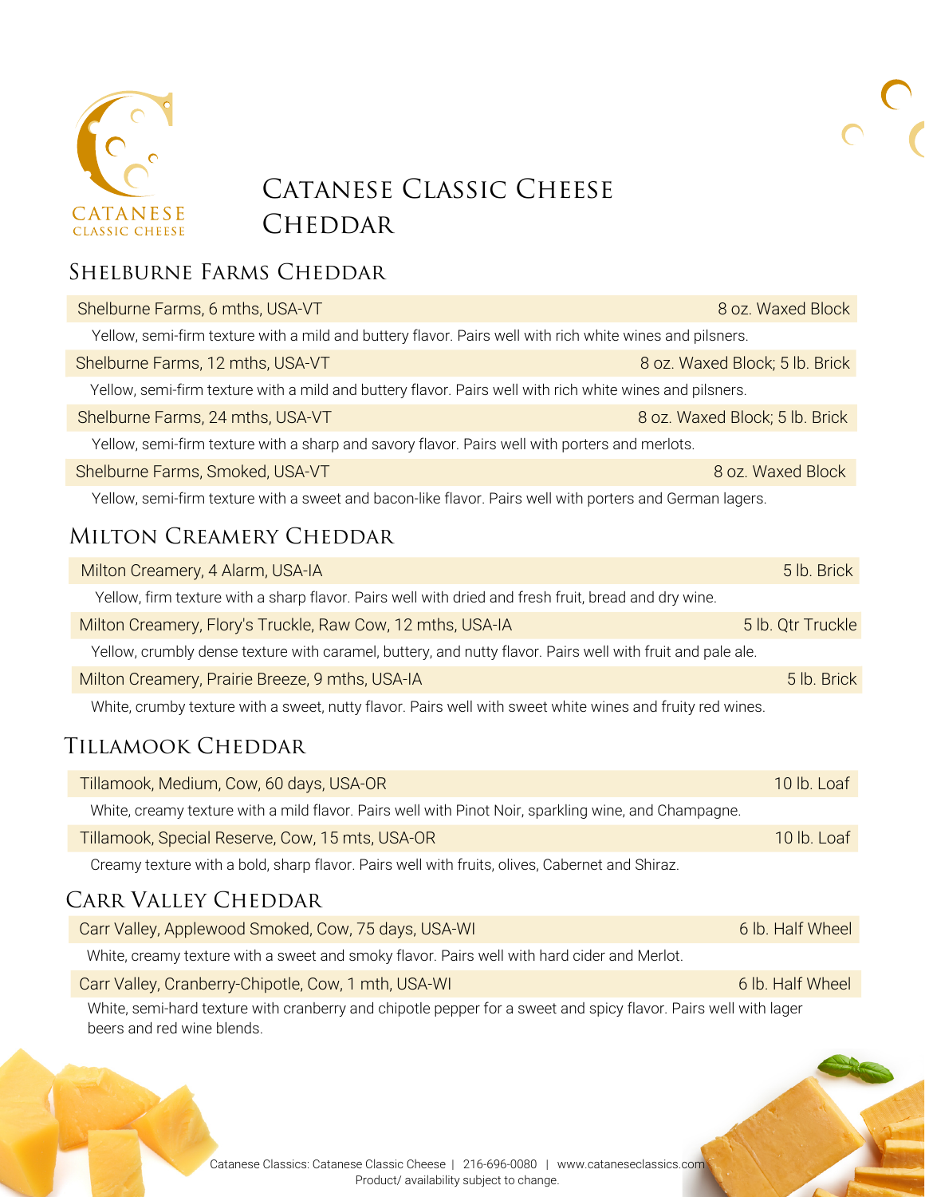CATANESE
CLASSIC CHEESE

# Catanese Classic Cheese Cheddar

## Shelburne Farms Cheddar

| Shelburne Farms, 6 mths, USA-VT | 8 oz. Waxed Block |
|---|---|

Yellow, semi-firm texture with a mild and buttery flavor. Pairs well with rich white wines and pilsners.

| Shelburne Farms, 12 mths, USA-VT | 8 oz. Waxed Block; 5 lb. Brick |
|---|---|

Yellow, semi-firm texture with a mild and buttery flavor. Pairs well with rich white wines and pilsners.

| Shelburne Farms, 24 mths, USA-VT | 8 oz. Waxed Block; 5 lb. Brick |
|---|---|

Yellow, semi-firm texture with a sharp and savory flavor. Pairs well with porters and merlots.

| Shelburne Farms, Smoked, USA-VT | 8 oz. Waxed Block |
|---|---|

Yellow, semi-firm texture with a sweet and bacon-like flavor. Pairs well with porters and German lagers.

## Milton Creamery Cheddar

| Milton Creamery, 4 Alarm, USA-IA | 5 lb. Brick |
|---|---|

Yellow, firm texture with a sharp flavor. Pairs well with dried and fresh fruit, bread and dry wine.

| Milton Creamery, Flory's Truckle, Raw Cow, 12 mths, USA-IA | 5 lb. Qtr Truckle |
|---|---|

Yellow, crumbly dense texture with caramel, buttery, and nutty flavor. Pairs well with fruit and pale ale.

| Milton Creamery, Prairie Breeze, 9 mths, USA-IA | 5 lb. Brick |
|---|---|

White, crumby texture with a sweet, nutty flavor. Pairs well with sweet white wines and fruity red wines.

## Tillamook Cheddar

| Tillamook, Medium, Cow, 60 days, USA-OR | 10 lb. Loaf |
|---|---|

White, creamy texture with a mild flavor. Pairs well with Pinot Noir, sparkling wine, and Champagne.

| Tillamook, Special Reserve, Cow, 15 mts, USA-OR | 10 lb. Loaf |
|---|---|

Creamy texture with a bold, sharp flavor. Pairs well with fruits, olives, Cabernet and Shiraz.

## Carr Valley Cheddar

| Carr Valley, Applewood Smoked, Cow, 75 days, USA-WI | 6 lb. Half Wheel |
|---|---|

White, creamy texture with a sweet and smoky flavor. Pairs well with hard cider and Merlot.

| Carr Valley, Cranberry-Chipotle, Cow, 1 mth, USA-WI | 6 lb. Half Wheel |
|---|---|

White, semi-hard texture with cranberry and chipotle pepper for a sweet and spicy flavor. Pairs well with lager beers and red wine blends.

Catanese Classics: Catanese Classic Cheese | 216-696-0080 | www.cataneseclassics.com
Product/ availability subject to change.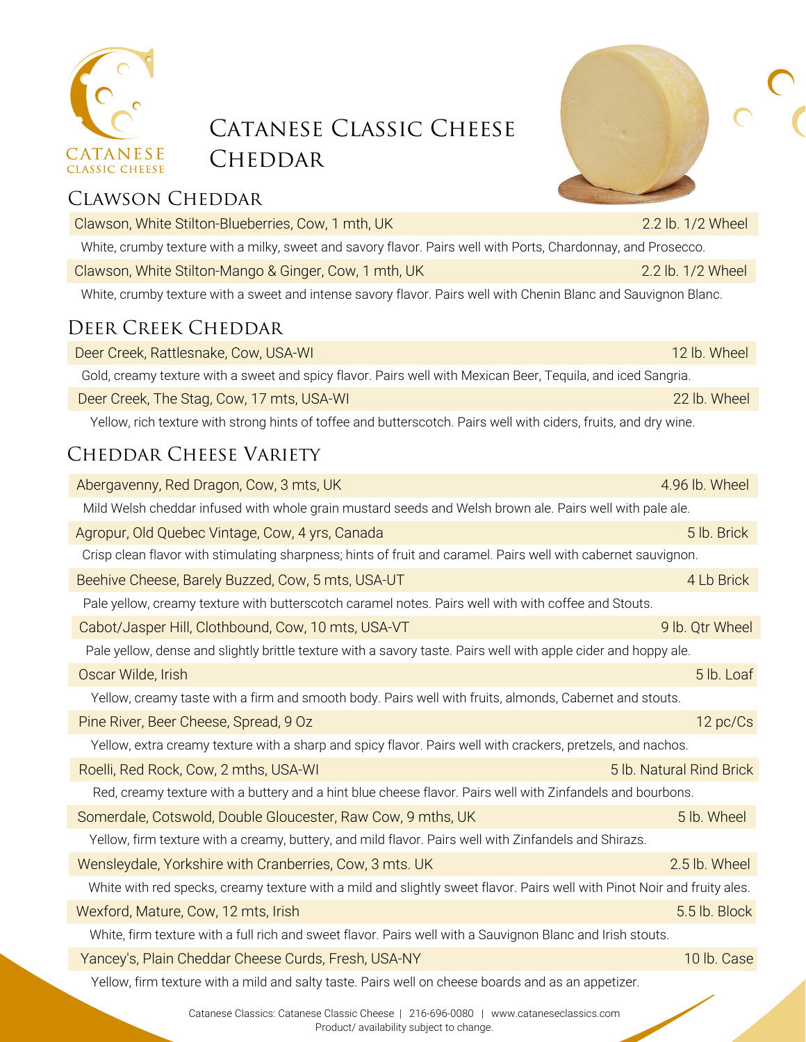CATANESE
CLASSIC CHEESE

# Catanese Classic Cheese Cheddar

## Clawson Cheddar

| | |
|---|---|
| Clawson, White Stilton-Blueberries, Cow, 1 mth, UK | 2.2 lb. 1/2 Wheel |

White, crumby texture with a milky, sweet and savory flavor. Pairs well with Ports, Chardonnay, and Prosecco.

| | |
|---|---|
| Clawson, White Stilton-Mango & Ginger, Cow, 1 mth, UK | 2.2 lb. 1/2 Wheel |

White, crumby texture with a sweet and intense savory flavor. Pairs well with Chenin Blanc and Sauvignon Blanc.

## Deer Creek Cheddar

| | |
|---|---|
| Deer Creek, Rattlesnake, Cow, USA-WI | 12 lb. Wheel |

Gold, creamy texture with a sweet and spicy flavor. Pairs well with Mexican Beer, Tequila, and iced Sangria.

| | |
|---|---|
| Deer Creek, The Stag, Cow, 17 mts, USA-WI | 22 lb. Wheel |

Yellow, rich texture with strong hints of toffee and butterscotch. Pairs well with ciders, fruits, and dry wine.

## Cheddar Cheese Variety

| | |
|---|---|
| Abergavenny, Red Dragon, Cow, 3 mts, UK | 4.96 lb. Wheel |

Mild Welsh cheddar infused with whole grain mustard seeds and Welsh brown ale. Pairs well with pale ale.

| | |
|---|---|
| Agropur, Old Quebec Vintage, Cow, 4 yrs, Canada | 5 lb. Brick |

Crisp clean flavor with stimulating sharpness; hints of fruit and caramel. Pairs well with cabernet sauvignon.

| | |
|---|---|
| Beehive Cheese, Barely Buzzed, Cow, 5 mts, USA-UT | 4 Lb Brick |

Pale yellow, creamy texture with butterscotch caramel notes. Pairs well with with coffee and Stouts.

| | |
|---|---|
| Cabot/Jasper Hill, Clothbound, Cow, 10 mts, USA-VT | 9 lb. Qtr Wheel |

Pale yellow, dense and slightly brittle texture with a savory taste. Pairs well with apple cider and hoppy ale.

| | |
|---|---|
| Oscar Wilde, Irish | 5 lb. Loaf |

Yellow, creamy taste with a firm and smooth body. Pairs well with fruits, almonds, Cabernet and stouts.

| | |
|---|---|
| Pine River, Beer Cheese, Spread, 9 Oz | 12 pc/Cs |

Yellow, extra creamy texture with a sharp and spicy flavor. Pairs well with crackers, pretzels, and nachos.

| | |
|---|---|
| Roelli, Red Rock, Cow, 2 mths, USA-WI | 5 lb. Natural Rind Brick |

Red, creamy texture with a buttery and a hint blue cheese flavor. Pairs well with Zinfandels and bourbons.

| | |
|---|---|
| Somerdale, Cotswold, Double Gloucester, Raw Cow, 9 mths, UK | 5 lb. Wheel |

Yellow, firm texture with a creamy, buttery, and mild flavor. Pairs well with Zinfandels and Shirazs.

| | |
|---|---|
| Wensleydale, Yorkshire with Cranberries, Cow, 3 mts. UK | 2.5 lb. Wheel |

White with red specks, creamy texture with a mild and slightly sweet flavor. Pairs well with Pinot Noir and fruity ales.

| | |
|---|---|
| Wexford, Mature, Cow, 12 mts, Irish | 5.5 lb. Block |

White, firm texture with a full rich and sweet flavor. Pairs well with a Sauvignon Blanc and Irish stouts.

| | |
|---|---|
| Yancey's, Plain Cheddar Cheese Curds, Fresh, USA-NY | 10 lb. Case |

Yellow, firm texture with a mild and salty taste. Pairs well on cheese boards and as an appetizer.

Catanese Classics: Catanese Classic Cheese | 216-696-0080 | www.cataneseclassics.com
Product/ availability subject to change.